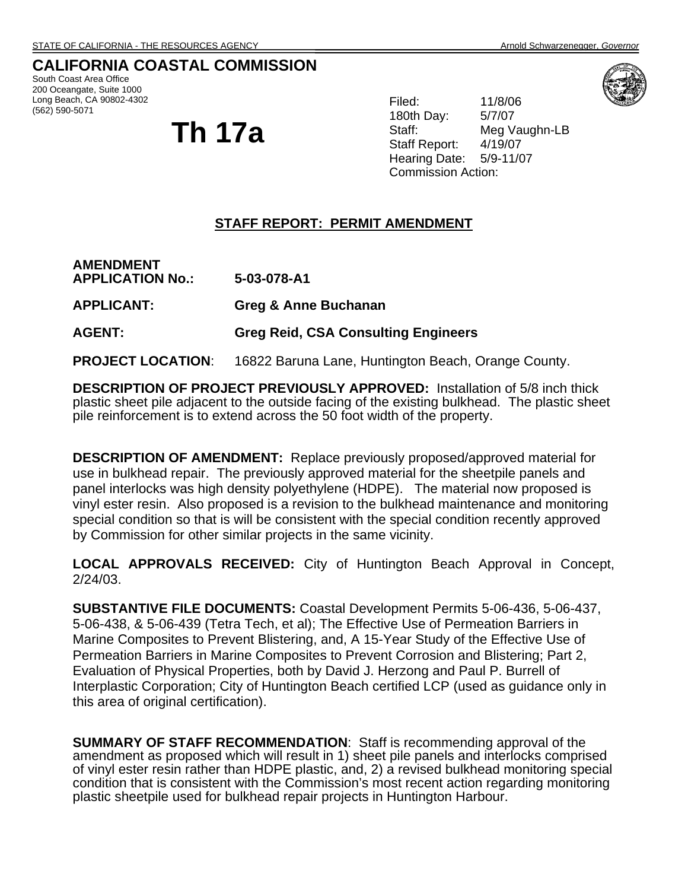STATE OF CALIFORNIA - THE RESOURCES AGENCY Arnold Schwarzenegger, *Governor*

# CALIFORNIA COASTAL COMMISSION

South Coast Area Office
200 Oceangate, Suite 1000
Long Beach, CA 90802-4302
(562) 590-5071

# Th 17a

Filed: 11/8/06
180th Day: 5/7/07
Staff: Meg Vaughn-LB
Staff Report: 4/19/07
Hearing Date: 5/9-11/07
Commission Action:

## STAFF REPORT: PERMIT AMENDMENT

**AMENDMENT APPLICATION No.:** **5-03-078-A1**

**APPLICANT:** **Greg & Anne Buchanan**

**AGENT:** **Greg Reid, CSA Consulting Engineers**

**PROJECT LOCATION**: 16822 Baruna Lane, Huntington Beach, Orange County.

**DESCRIPTION OF PROJECT PREVIOUSLY APPROVED:** Installation of 5/8 inch thick plastic sheet pile adjacent to the outside facing of the existing bulkhead. The plastic sheet pile reinforcement is to extend across the 50 foot width of the property.

**DESCRIPTION OF AMENDMENT:** Replace previously proposed/approved material for use in bulkhead repair. The previously approved material for the sheetpile panels and panel interlocks was high density polyethylene (HDPE). The material now proposed is vinyl ester resin. Also proposed is a revision to the bulkhead maintenance and monitoring special condition so that is will be consistent with the special condition recently approved by Commission for other similar projects in the same vicinity.

**LOCAL APPROVALS RECEIVED:** City of Huntington Beach Approval in Concept, 2/24/03.

**SUBSTANTIVE FILE DOCUMENTS:** Coastal Development Permits 5-06-436, 5-06-437, 5-06-438, & 5-06-439 (Tetra Tech, et al); The Effective Use of Permeation Barriers in Marine Composites to Prevent Blistering, and, A 15-Year Study of the Effective Use of Permeation Barriers in Marine Composites to Prevent Corrosion and Blistering; Part 2, Evaluation of Physical Properties, both by David J. Herzong and Paul P. Burrell of Interplastic Corporation; City of Huntington Beach certified LCP (used as guidance only in this area of original certification).

**SUMMARY OF STAFF RECOMMENDATION**: Staff is recommending approval of the amendment as proposed which will result in 1) sheet pile panels and interlocks comprised of vinyl ester resin rather than HDPE plastic, and, 2) a revised bulkhead monitoring special condition that is consistent with the Commission's most recent action regarding monitoring plastic sheetpile used for bulkhead repair projects in Huntington Harbour.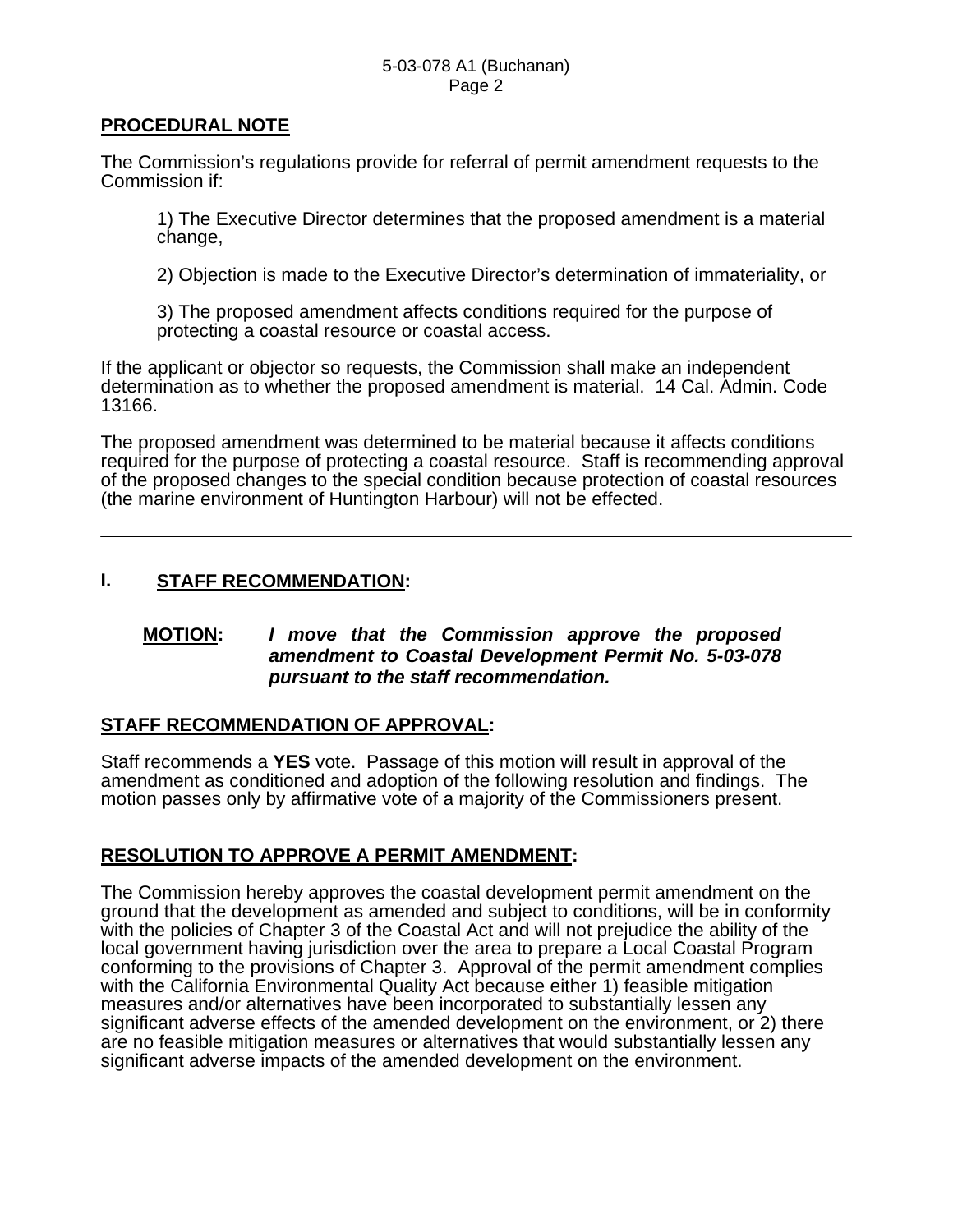## PROCEDURAL NOTE

The Commission's regulations provide for referral of permit amendment requests to the Commission if:

1) The Executive Director determines that the proposed amendment is a material change,

2) Objection is made to the Executive Director's determination of immateriality, or

3) The proposed amendment affects conditions required for the purpose of protecting a coastal resource or coastal access.

If the applicant or objector so requests, the Commission shall make an independent determination as to whether the proposed amendment is material. 14 Cal. Admin. Code 13166.

The proposed amendment was determined to be material because it affects conditions required for the purpose of protecting a coastal resource. Staff is recommending approval of the proposed changes to the special condition because protection of coastal resources (the marine environment of Huntington Harbour) will not be effected.

---

## I. STAFF RECOMMENDATION:

**MOTION:** ***I move that the Commission approve the proposed amendment to Coastal Development Permit No. 5-03-078 pursuant to the staff recommendation.***

### STAFF RECOMMENDATION OF APPROVAL:

Staff recommends a **YES** vote. Passage of this motion will result in approval of the amendment as conditioned and adoption of the following resolution and findings. The motion passes only by affirmative vote of a majority of the Commissioners present.

### RESOLUTION TO APPROVE A PERMIT AMENDMENT:

The Commission hereby approves the coastal development permit amendment on the ground that the development as amended and subject to conditions, will be in conformity with the policies of Chapter 3 of the Coastal Act and will not prejudice the ability of the local government having jurisdiction over the area to prepare a Local Coastal Program conforming to the provisions of Chapter 3. Approval of the permit amendment complies with the California Environmental Quality Act because either 1) feasible mitigation measures and/or alternatives have been incorporated to substantially lessen any significant adverse effects of the amended development on the environment, or 2) there are no feasible mitigation measures or alternatives that would substantially lessen any significant adverse impacts of the amended development on the environment.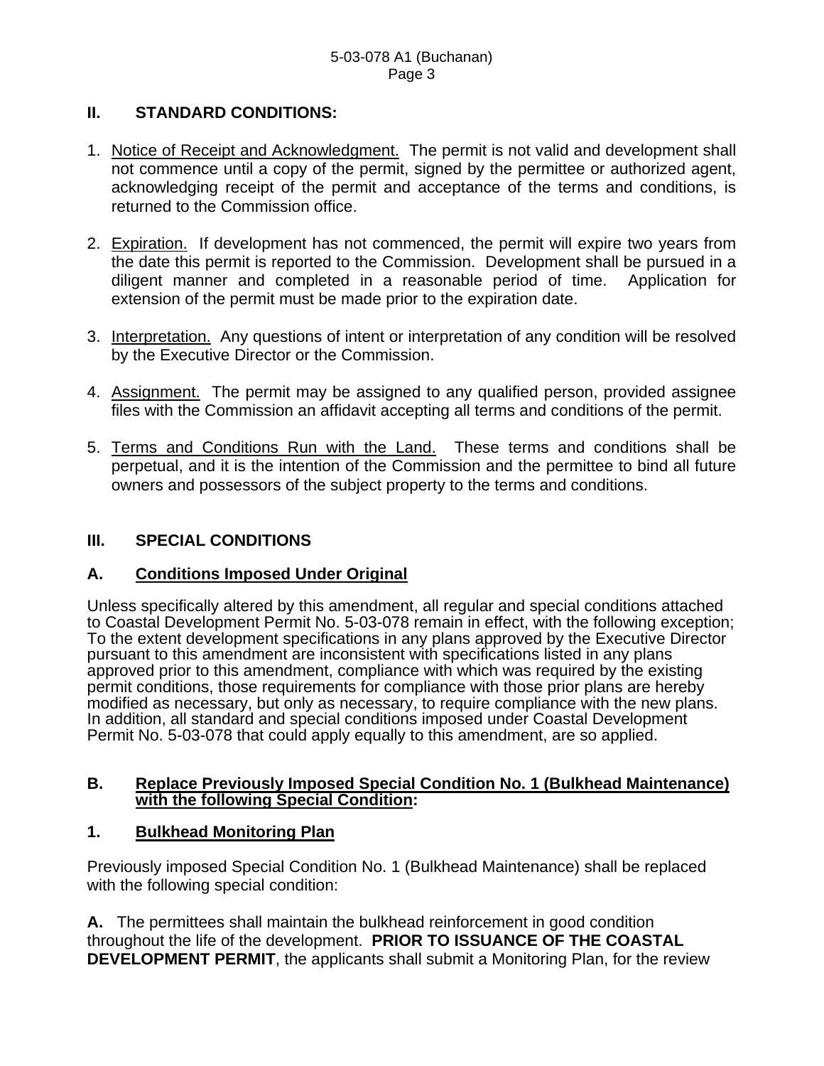## II. STANDARD CONDITIONS:

1. <u>Notice of Receipt and Acknowledgment.</u> The permit is not valid and development shall not commence until a copy of the permit, signed by the permittee or authorized agent, acknowledging receipt of the permit and acceptance of the terms and conditions, is returned to the Commission office.

2. <u>Expiration.</u> If development has not commenced, the permit will expire two years from the date this permit is reported to the Commission. Development shall be pursued in a diligent manner and completed in a reasonable period of time. Application for extension of the permit must be made prior to the expiration date.

3. <u>Interpretation.</u> Any questions of intent or interpretation of any condition will be resolved by the Executive Director or the Commission.

4. <u>Assignment.</u> The permit may be assigned to any qualified person, provided assignee files with the Commission an affidavit accepting all terms and conditions of the permit.

5. <u>Terms and Conditions Run with the Land.</u> These terms and conditions shall be perpetual, and it is the intention of the Commission and the permittee to bind all future owners and possessors of the subject property to the terms and conditions.

## III. SPECIAL CONDITIONS

### A. <u>Conditions Imposed Under Original</u>

Unless specifically altered by this amendment, all regular and special conditions attached to Coastal Development Permit No. 5-03-078 remain in effect, with the following exception; To the extent development specifications in any plans approved by the Executive Director pursuant to this amendment are inconsistent with specifications listed in any plans approved prior to this amendment, compliance with which was required by the existing permit conditions, those requirements for compliance with those prior plans are hereby modified as necessary, but only as necessary, to require compliance with the new plans. In addition, all standard and special conditions imposed under Coastal Development Permit No. 5-03-078 that could apply equally to this amendment, are so applied.

### B. <u>Replace Previously Imposed Special Condition No. 1 (Bulkhead Maintenance) with the following Special Condition</u>:

### 1. <u>Bulkhead Monitoring Plan</u>

Previously imposed Special Condition No. 1 (Bulkhead Maintenance) shall be replaced with the following special condition:

**A.** The permittees shall maintain the bulkhead reinforcement in good condition throughout the life of the development. **PRIOR TO ISSUANCE OF THE COASTAL DEVELOPMENT PERMIT**, the applicants shall submit a Monitoring Plan, for the review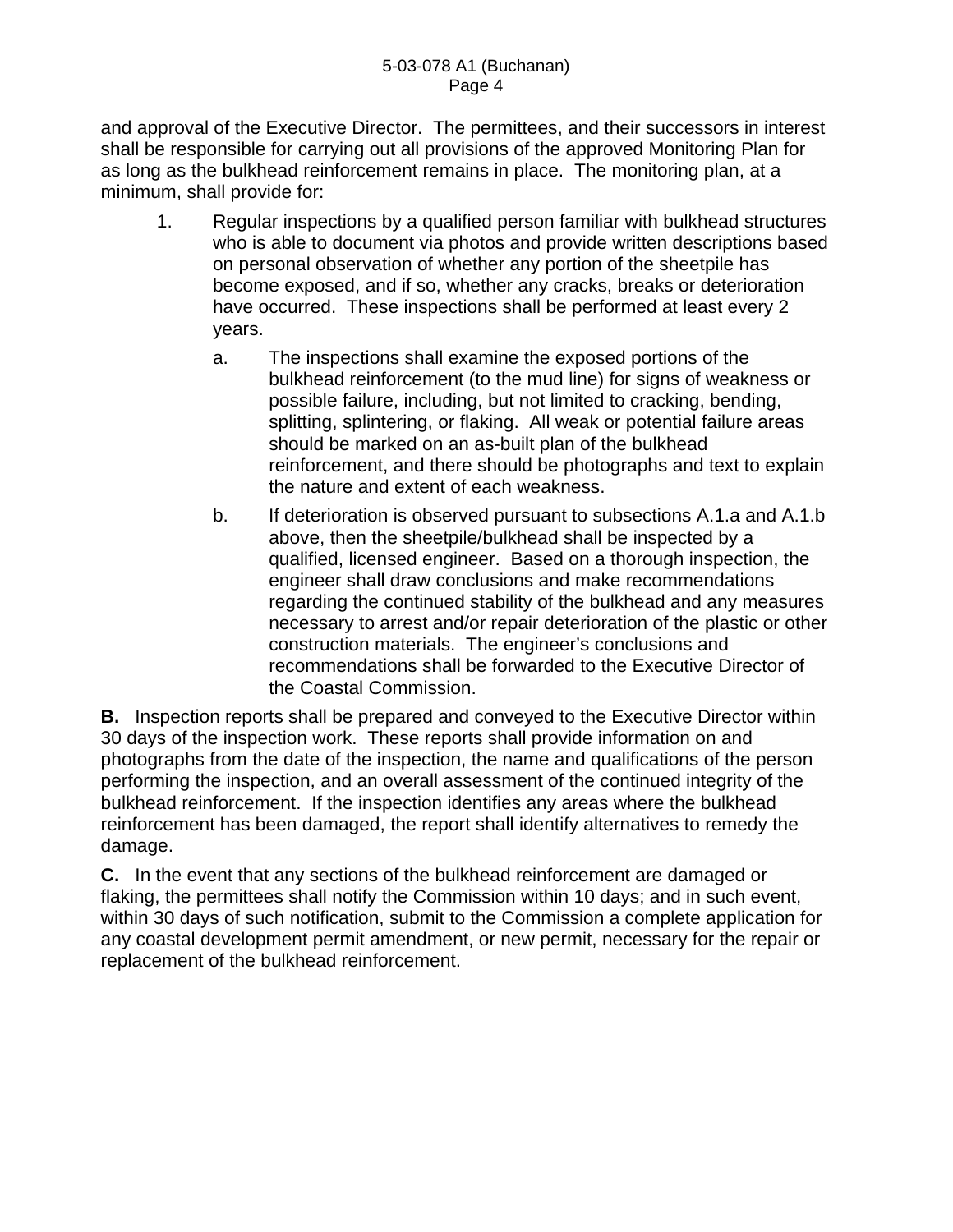and approval of the Executive Director. The permittees, and their successors in interest shall be responsible for carrying out all provisions of the approved Monitoring Plan for as long as the bulkhead reinforcement remains in place. The monitoring plan, at a minimum, shall provide for:

1. Regular inspections by a qualified person familiar with bulkhead structures who is able to document via photos and provide written descriptions based on personal observation of whether any portion of the sheetpile has become exposed, and if so, whether any cracks, breaks or deterioration have occurred. These inspections shall be performed at least every 2 years.

   a. The inspections shall examine the exposed portions of the bulkhead reinforcement (to the mud line) for signs of weakness or possible failure, including, but not limited to cracking, bending, splitting, splintering, or flaking. All weak or potential failure areas should be marked on an as-built plan of the bulkhead reinforcement, and there should be photographs and text to explain the nature and extent of each weakness.

   b. If deterioration is observed pursuant to subsections A.1.a and A.1.b above, then the sheetpile/bulkhead shall be inspected by a qualified, licensed engineer. Based on a thorough inspection, the engineer shall draw conclusions and make recommendations regarding the continued stability of the bulkhead and any measures necessary to arrest and/or repair deterioration of the plastic or other construction materials. The engineer's conclusions and recommendations shall be forwarded to the Executive Director of the Coastal Commission.

**B.** Inspection reports shall be prepared and conveyed to the Executive Director within 30 days of the inspection work. These reports shall provide information on and photographs from the date of the inspection, the name and qualifications of the person performing the inspection, and an overall assessment of the continued integrity of the bulkhead reinforcement. If the inspection identifies any areas where the bulkhead reinforcement has been damaged, the report shall identify alternatives to remedy the damage.

**C.** In the event that any sections of the bulkhead reinforcement are damaged or flaking, the permittees shall notify the Commission within 10 days; and in such event, within 30 days of such notification, submit to the Commission a complete application for any coastal development permit amendment, or new permit, necessary for the repair or replacement of the bulkhead reinforcement.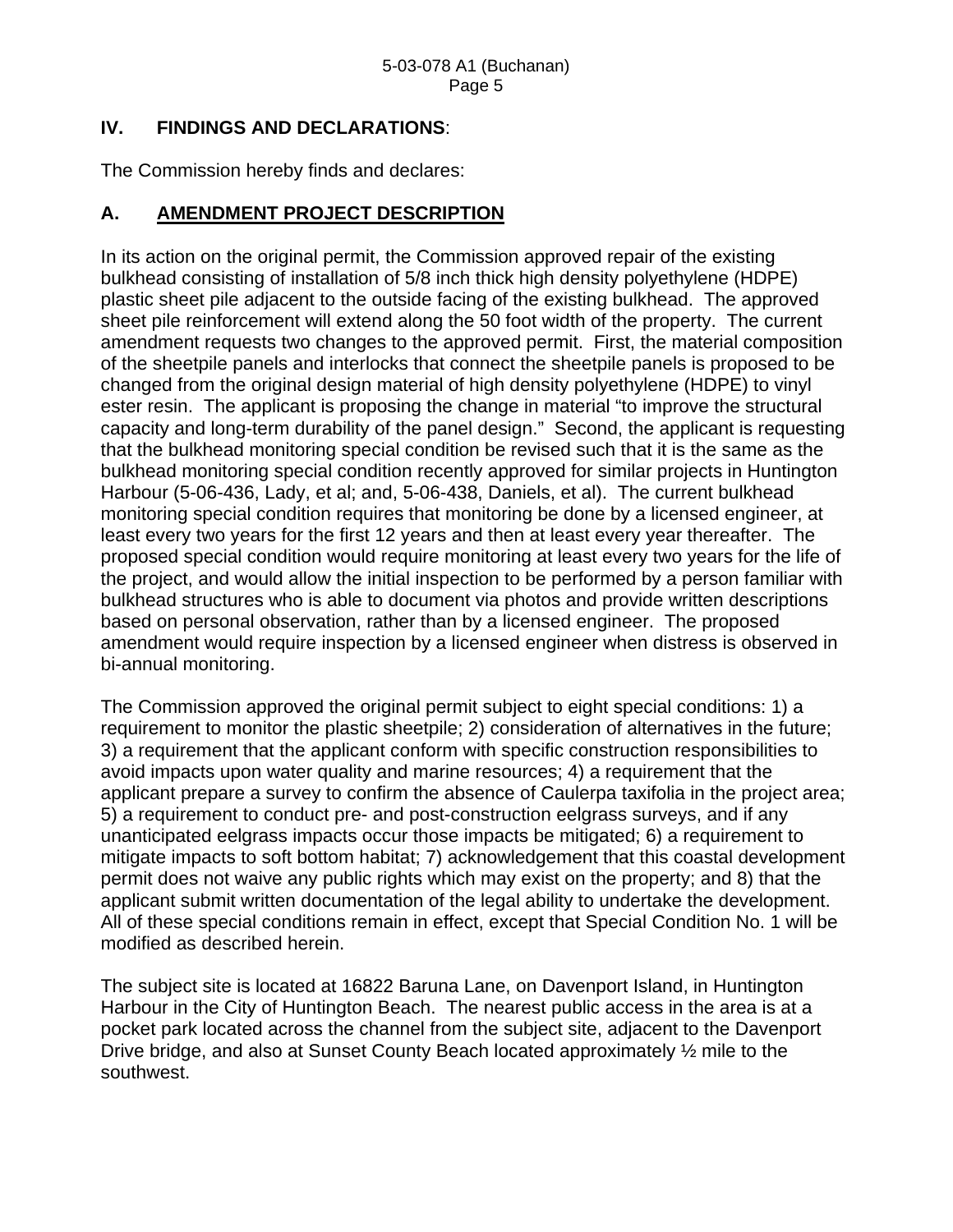## IV. FINDINGS AND DECLARATIONS:

The Commission hereby finds and declares:

### A. AMENDMENT PROJECT DESCRIPTION

In its action on the original permit, the Commission approved repair of the existing bulkhead consisting of installation of 5/8 inch thick high density polyethylene (HDPE) plastic sheet pile adjacent to the outside facing of the existing bulkhead. The approved sheet pile reinforcement will extend along the 50 foot width of the property. The current amendment requests two changes to the approved permit. First, the material composition of the sheetpile panels and interlocks that connect the sheetpile panels is proposed to be changed from the original design material of high density polyethylene (HDPE) to vinyl ester resin. The applicant is proposing the change in material "to improve the structural capacity and long-term durability of the panel design." Second, the applicant is requesting that the bulkhead monitoring special condition be revised such that it is the same as the bulkhead monitoring special condition recently approved for similar projects in Huntington Harbour (5-06-436, Lady, et al; and, 5-06-438, Daniels, et al). The current bulkhead monitoring special condition requires that monitoring be done by a licensed engineer, at least every two years for the first 12 years and then at least every year thereafter. The proposed special condition would require monitoring at least every two years for the life of the project, and would allow the initial inspection to be performed by a person familiar with bulkhead structures who is able to document via photos and provide written descriptions based on personal observation, rather than by a licensed engineer. The proposed amendment would require inspection by a licensed engineer when distress is observed in bi-annual monitoring.

The Commission approved the original permit subject to eight special conditions: 1) a requirement to monitor the plastic sheetpile; 2) consideration of alternatives in the future; 3) a requirement that the applicant conform with specific construction responsibilities to avoid impacts upon water quality and marine resources; 4) a requirement that the applicant prepare a survey to confirm the absence of Caulerpa taxifolia in the project area; 5) a requirement to conduct pre- and post-construction eelgrass surveys, and if any unanticipated eelgrass impacts occur those impacts be mitigated; 6) a requirement to mitigate impacts to soft bottom habitat; 7) acknowledgement that this coastal development permit does not waive any public rights which may exist on the property; and 8) that the applicant submit written documentation of the legal ability to undertake the development. All of these special conditions remain in effect, except that Special Condition No. 1 will be modified as described herein.

The subject site is located at 16822 Baruna Lane, on Davenport Island, in Huntington Harbour in the City of Huntington Beach. The nearest public access in the area is at a pocket park located across the channel from the subject site, adjacent to the Davenport Drive bridge, and also at Sunset County Beach located approximately ½ mile to the southwest.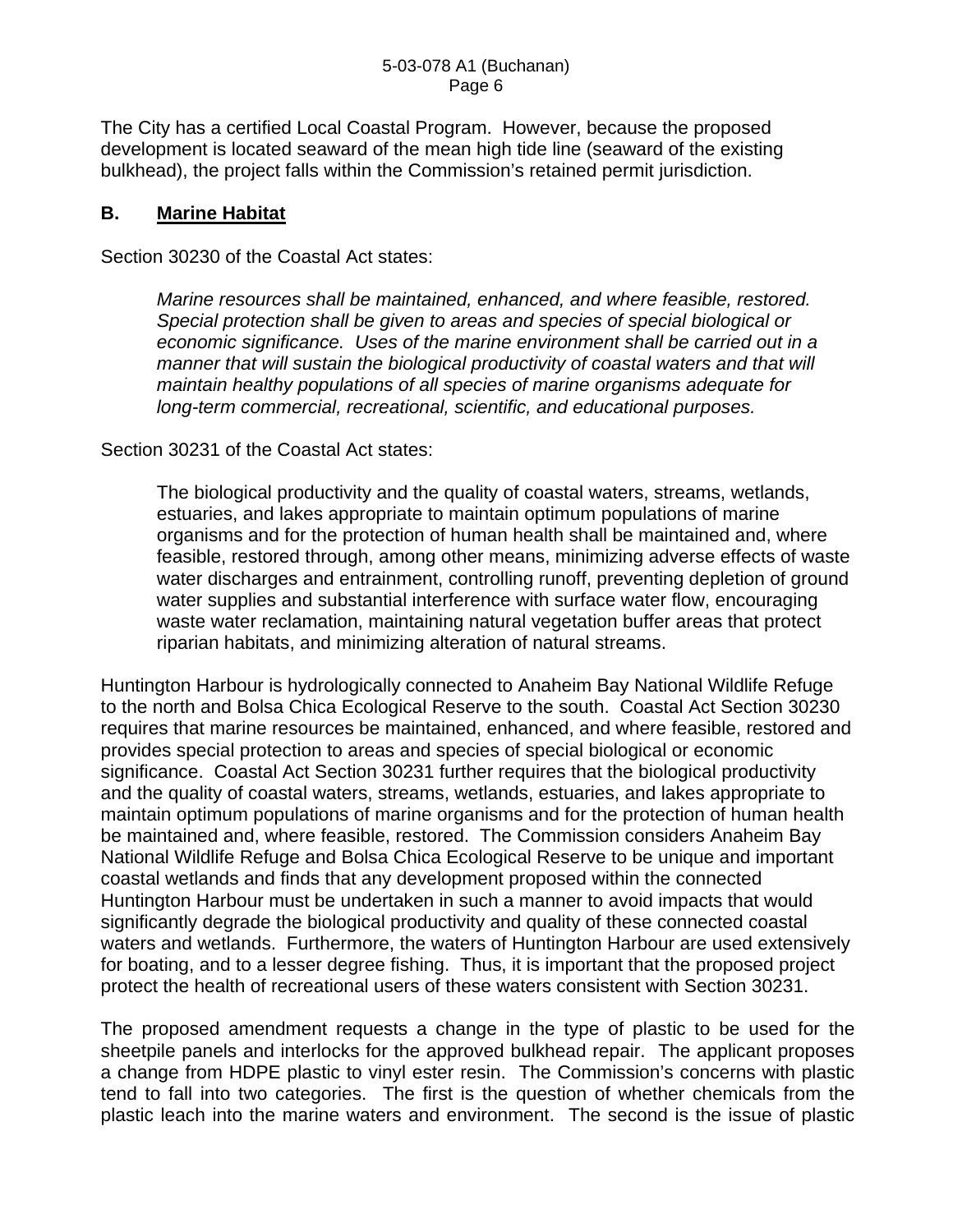The City has a certified Local Coastal Program. However, because the proposed development is located seaward of the mean high tide line (seaward of the existing bulkhead), the project falls within the Commission's retained permit jurisdiction.

## B. Marine Habitat

Section 30230 of the Coastal Act states:

> *Marine resources shall be maintained, enhanced, and where feasible, restored. Special protection shall be given to areas and species of special biological or economic significance. Uses of the marine environment shall be carried out in a manner that will sustain the biological productivity of coastal waters and that will maintain healthy populations of all species of marine organisms adequate for long-term commercial, recreational, scientific, and educational purposes.*

Section 30231 of the Coastal Act states:

> The biological productivity and the quality of coastal waters, streams, wetlands, estuaries, and lakes appropriate to maintain optimum populations of marine organisms and for the protection of human health shall be maintained and, where feasible, restored through, among other means, minimizing adverse effects of waste water discharges and entrainment, controlling runoff, preventing depletion of ground water supplies and substantial interference with surface water flow, encouraging waste water reclamation, maintaining natural vegetation buffer areas that protect riparian habitats, and minimizing alteration of natural streams.

Huntington Harbour is hydrologically connected to Anaheim Bay National Wildlife Refuge to the north and Bolsa Chica Ecological Reserve to the south. Coastal Act Section 30230 requires that marine resources be maintained, enhanced, and where feasible, restored and provides special protection to areas and species of special biological or economic significance. Coastal Act Section 30231 further requires that the biological productivity and the quality of coastal waters, streams, wetlands, estuaries, and lakes appropriate to maintain optimum populations of marine organisms and for the protection of human health be maintained and, where feasible, restored. The Commission considers Anaheim Bay National Wildlife Refuge and Bolsa Chica Ecological Reserve to be unique and important coastal wetlands and finds that any development proposed within the connected Huntington Harbour must be undertaken in such a manner to avoid impacts that would significantly degrade the biological productivity and quality of these connected coastal waters and wetlands. Furthermore, the waters of Huntington Harbour are used extensively for boating, and to a lesser degree fishing. Thus, it is important that the proposed project protect the health of recreational users of these waters consistent with Section 30231.

The proposed amendment requests a change in the type of plastic to be used for the sheetpile panels and interlocks for the approved bulkhead repair. The applicant proposes a change from HDPE plastic to vinyl ester resin. The Commission's concerns with plastic tend to fall into two categories. The first is the question of whether chemicals from the plastic leach into the marine waters and environment. The second is the issue of plastic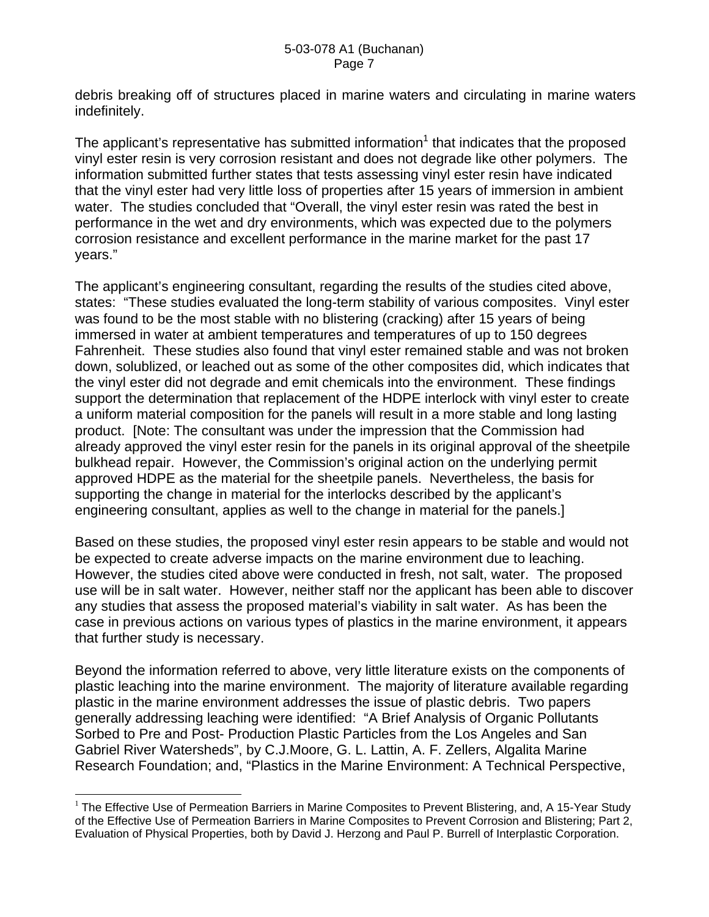debris breaking off of structures placed in marine waters and circulating in marine waters indefinitely.

The applicant's representative has submitted information[1] that indicates that the proposed vinyl ester resin is very corrosion resistant and does not degrade like other polymers. The information submitted further states that tests assessing vinyl ester resin have indicated that the vinyl ester had very little loss of properties after 15 years of immersion in ambient water. The studies concluded that "Overall, the vinyl ester resin was rated the best in performance in the wet and dry environments, which was expected due to the polymers corrosion resistance and excellent performance in the marine market for the past 17 years."

The applicant's engineering consultant, regarding the results of the studies cited above, states: "These studies evaluated the long-term stability of various composites. Vinyl ester was found to be the most stable with no blistering (cracking) after 15 years of being immersed in water at ambient temperatures and temperatures of up to 150 degrees Fahrenheit. These studies also found that vinyl ester remained stable and was not broken down, solublized, or leached out as some of the other composites did, which indicates that the vinyl ester did not degrade and emit chemicals into the environment. These findings support the determination that replacement of the HDPE interlock with vinyl ester to create a uniform material composition for the panels will result in a more stable and long lasting product. [Note: The consultant was under the impression that the Commission had already approved the vinyl ester resin for the panels in its original approval of the sheetpile bulkhead repair. However, the Commission's original action on the underlying permit approved HDPE as the material for the sheetpile panels. Nevertheless, the basis for supporting the change in material for the interlocks described by the applicant's engineering consultant, applies as well to the change in material for the panels.]

Based on these studies, the proposed vinyl ester resin appears to be stable and would not be expected to create adverse impacts on the marine environment due to leaching. However, the studies cited above were conducted in fresh, not salt, water. The proposed use will be in salt water. However, neither staff nor the applicant has been able to discover any studies that assess the proposed material's viability in salt water. As has been the case in previous actions on various types of plastics in the marine environment, it appears that further study is necessary.

Beyond the information referred to above, very little literature exists on the components of plastic leaching into the marine environment. The majority of literature available regarding plastic in the marine environment addresses the issue of plastic debris. Two papers generally addressing leaching were identified: "A Brief Analysis of Organic Pollutants Sorbed to Pre and Post- Production Plastic Particles from the Los Angeles and San Gabriel River Watersheds", by C.J.Moore, G. L. Lattin, A. F. Zellers, Algalita Marine Research Foundation; and, "Plastics in the Marine Environment: A Technical Perspective,

---

[1] The Effective Use of Permeation Barriers in Marine Composites to Prevent Blistering, and, A 15-Year Study of the Effective Use of Permeation Barriers in Marine Composites to Prevent Corrosion and Blistering; Part 2, Evaluation of Physical Properties, both by David J. Herzong and Paul P. Burrell of Interplastic Corporation.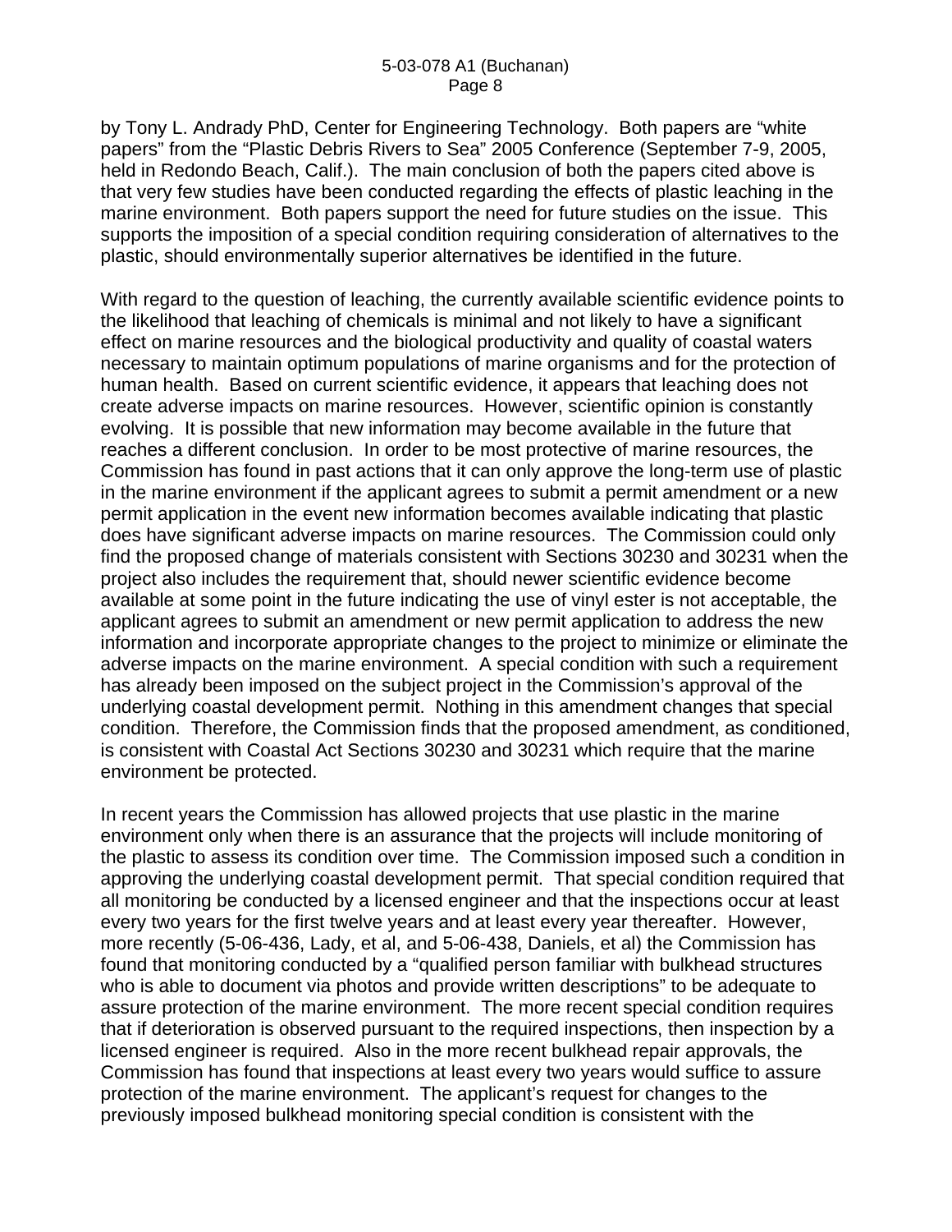by Tony L. Andrady PhD, Center for Engineering Technology. Both papers are "white papers" from the "Plastic Debris Rivers to Sea" 2005 Conference (September 7-9, 2005, held in Redondo Beach, Calif.). The main conclusion of both the papers cited above is that very few studies have been conducted regarding the effects of plastic leaching in the marine environment. Both papers support the need for future studies on the issue. This supports the imposition of a special condition requiring consideration of alternatives to the plastic, should environmentally superior alternatives be identified in the future.

With regard to the question of leaching, the currently available scientific evidence points to the likelihood that leaching of chemicals is minimal and not likely to have a significant effect on marine resources and the biological productivity and quality of coastal waters necessary to maintain optimum populations of marine organisms and for the protection of human health. Based on current scientific evidence, it appears that leaching does not create adverse impacts on marine resources. However, scientific opinion is constantly evolving. It is possible that new information may become available in the future that reaches a different conclusion. In order to be most protective of marine resources, the Commission has found in past actions that it can only approve the long-term use of plastic in the marine environment if the applicant agrees to submit a permit amendment or a new permit application in the event new information becomes available indicating that plastic does have significant adverse impacts on marine resources. The Commission could only find the proposed change of materials consistent with Sections 30230 and 30231 when the project also includes the requirement that, should newer scientific evidence become available at some point in the future indicating the use of vinyl ester is not acceptable, the applicant agrees to submit an amendment or new permit application to address the new information and incorporate appropriate changes to the project to minimize or eliminate the adverse impacts on the marine environment. A special condition with such a requirement has already been imposed on the subject project in the Commission's approval of the underlying coastal development permit. Nothing in this amendment changes that special condition. Therefore, the Commission finds that the proposed amendment, as conditioned, is consistent with Coastal Act Sections 30230 and 30231 which require that the marine environment be protected.

In recent years the Commission has allowed projects that use plastic in the marine environment only when there is an assurance that the projects will include monitoring of the plastic to assess its condition over time. The Commission imposed such a condition in approving the underlying coastal development permit. That special condition required that all monitoring be conducted by a licensed engineer and that the inspections occur at least every two years for the first twelve years and at least every year thereafter. However, more recently (5-06-436, Lady, et al, and 5-06-438, Daniels, et al) the Commission has found that monitoring conducted by a "qualified person familiar with bulkhead structures who is able to document via photos and provide written descriptions" to be adequate to assure protection of the marine environment. The more recent special condition requires that if deterioration is observed pursuant to the required inspections, then inspection by a licensed engineer is required. Also in the more recent bulkhead repair approvals, the Commission has found that inspections at least every two years would suffice to assure protection of the marine environment. The applicant's request for changes to the previously imposed bulkhead monitoring special condition is consistent with the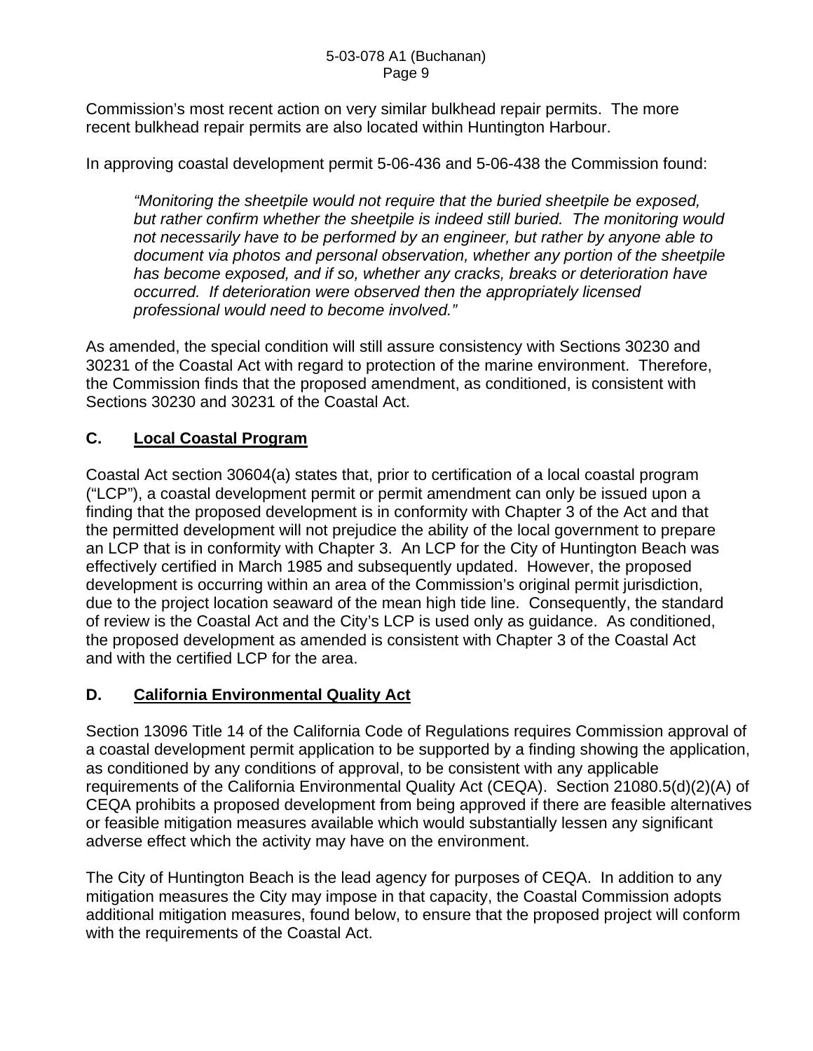Commission's most recent action on very similar bulkhead repair permits. The more recent bulkhead repair permits are also located within Huntington Harbour.

In approving coastal development permit 5-06-436 and 5-06-438 the Commission found:

> *"Monitoring the sheetpile would not require that the buried sheetpile be exposed, but rather confirm whether the sheetpile is indeed still buried. The monitoring would not necessarily have to be performed by an engineer, but rather by anyone able to document via photos and personal observation, whether any portion of the sheetpile has become exposed, and if so, whether any cracks, breaks or deterioration have occurred. If deterioration were observed then the appropriately licensed professional would need to become involved."*

As amended, the special condition will still assure consistency with Sections 30230 and 30231 of the Coastal Act with regard to protection of the marine environment. Therefore, the Commission finds that the proposed amendment, as conditioned, is consistent with Sections 30230 and 30231 of the Coastal Act.

## C. Local Coastal Program

Coastal Act section 30604(a) states that, prior to certification of a local coastal program ("LCP"), a coastal development permit or permit amendment can only be issued upon a finding that the proposed development is in conformity with Chapter 3 of the Act and that the permitted development will not prejudice the ability of the local government to prepare an LCP that is in conformity with Chapter 3. An LCP for the City of Huntington Beach was effectively certified in March 1985 and subsequently updated. However, the proposed development is occurring within an area of the Commission's original permit jurisdiction, due to the project location seaward of the mean high tide line. Consequently, the standard of review is the Coastal Act and the City's LCP is used only as guidance. As conditioned, the proposed development as amended is consistent with Chapter 3 of the Coastal Act and with the certified LCP for the area.

## D. California Environmental Quality Act

Section 13096 Title 14 of the California Code of Regulations requires Commission approval of a coastal development permit application to be supported by a finding showing the application, as conditioned by any conditions of approval, to be consistent with any applicable requirements of the California Environmental Quality Act (CEQA). Section 21080.5(d)(2)(A) of CEQA prohibits a proposed development from being approved if there are feasible alternatives or feasible mitigation measures available which would substantially lessen any significant adverse effect which the activity may have on the environment.

The City of Huntington Beach is the lead agency for purposes of CEQA. In addition to any mitigation measures the City may impose in that capacity, the Coastal Commission adopts additional mitigation measures, found below, to ensure that the proposed project will conform with the requirements of the Coastal Act.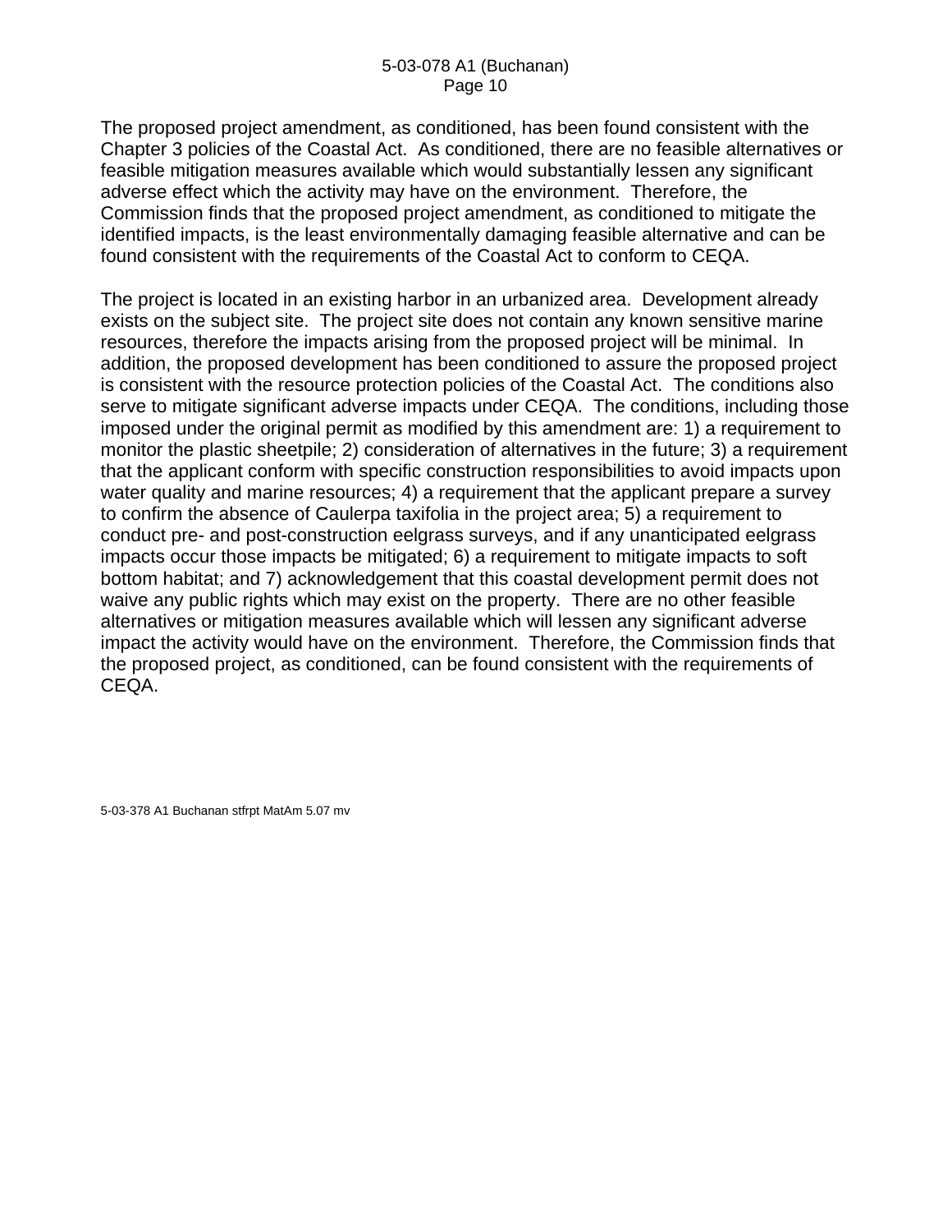The proposed project amendment, as conditioned, has been found consistent with the Chapter 3 policies of the Coastal Act. As conditioned, there are no feasible alternatives or feasible mitigation measures available which would substantially lessen any significant adverse effect which the activity may have on the environment. Therefore, the Commission finds that the proposed project amendment, as conditioned to mitigate the identified impacts, is the least environmentally damaging feasible alternative and can be found consistent with the requirements of the Coastal Act to conform to CEQA.

The project is located in an existing harbor in an urbanized area. Development already exists on the subject site. The project site does not contain any known sensitive marine resources, therefore the impacts arising from the proposed project will be minimal. In addition, the proposed development has been conditioned to assure the proposed project is consistent with the resource protection policies of the Coastal Act. The conditions also serve to mitigate significant adverse impacts under CEQA. The conditions, including those imposed under the original permit as modified by this amendment are: 1) a requirement to monitor the plastic sheetpile; 2) consideration of alternatives in the future; 3) a requirement that the applicant conform with specific construction responsibilities to avoid impacts upon water quality and marine resources; 4) a requirement that the applicant prepare a survey to confirm the absence of Caulerpa taxifolia in the project area; 5) a requirement to conduct pre- and post-construction eelgrass surveys, and if any unanticipated eelgrass impacts occur those impacts be mitigated; 6) a requirement to mitigate impacts to soft bottom habitat; and 7) acknowledgement that this coastal development permit does not waive any public rights which may exist on the property. There are no other feasible alternatives or mitigation measures available which will lessen any significant adverse impact the activity would have on the environment. Therefore, the Commission finds that the proposed project, as conditioned, can be found consistent with the requirements of CEQA.

5-03-378 A1 Buchanan stfrpt MatAm 5.07 mv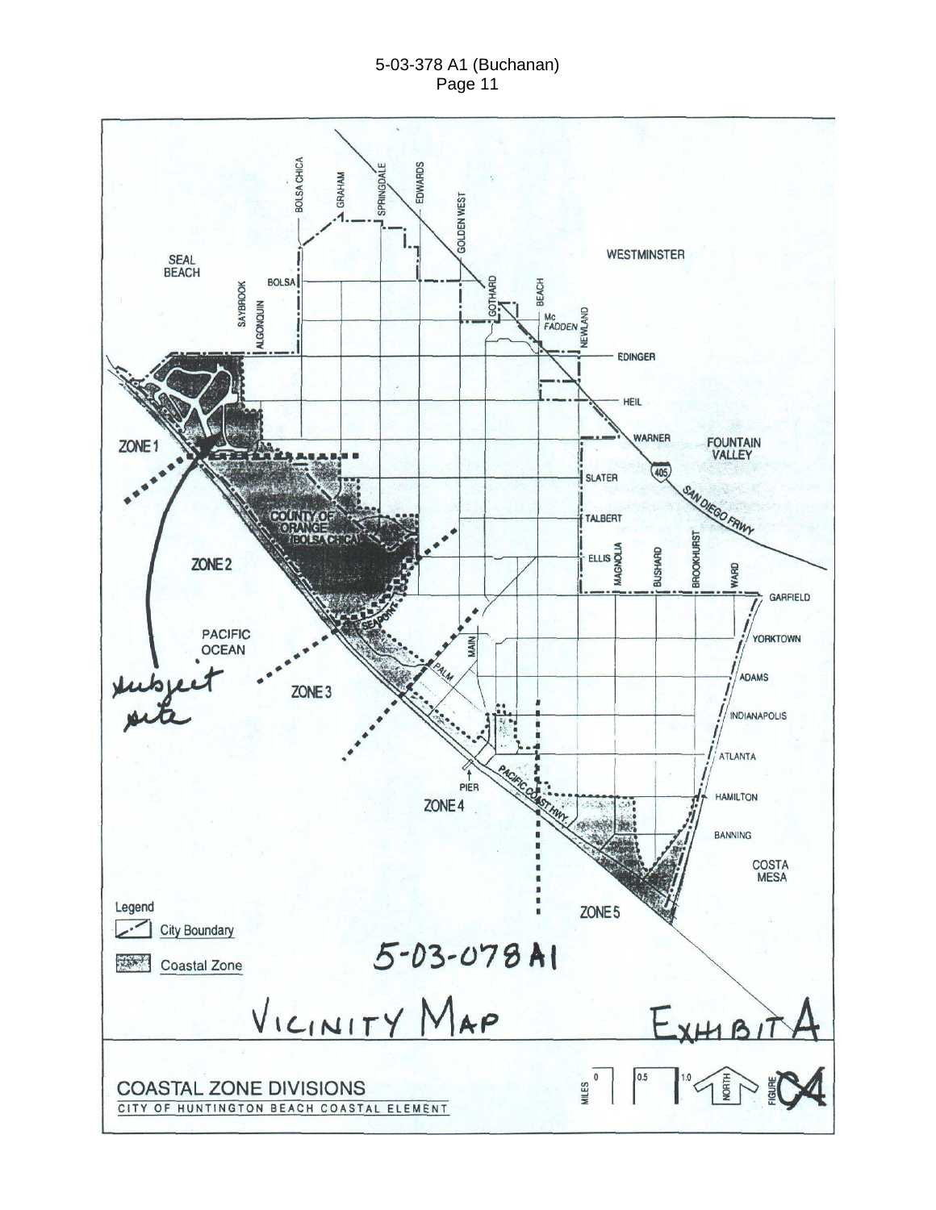SEAL BEACH

WESTMINSTER

FOUNTAIN VALLEY

COSTA MESA

PACIFIC OCEAN

ZONE 1

ZONE 2

ZONE 3

ZONE 4

ZONE 5

COUNTY OF ORANGE (BOLSA CHICA)

BOLSA CHICA, GRAHAM, SPRINGDALE, EDWARDS, GOLDEN WEST, GOTHARD, BEACH, NEWLAND, SAYBROOK, ALGONQUIN, BOLSA, Mc FADDEN, EDINGER, HEIL, WARNER, SLATER, TALBERT, ELLIS, MAGNOLIA, BUSHARD, BROOKHURST, WARD, GARFIELD, YORKTOWN, ADAMS, INDIANAPOLIS, ATLANTA, HAMILTON, BANNING, MAIN, PALM, SEAPOINT, PIER, PACIFIC COAST HWY., SAN DIEGO FRWY, 405

subject site

Legend

City Boundary

Coastal Zone

5-03-078 A1

VICINITY MAP

EXHIBIT A

COASTAL ZONE DIVISIONS

CITY OF HUNTINGTON BEACH COASTAL ELEMENT

MILES 0 0.5 1.0 NORTH

FIGURE C4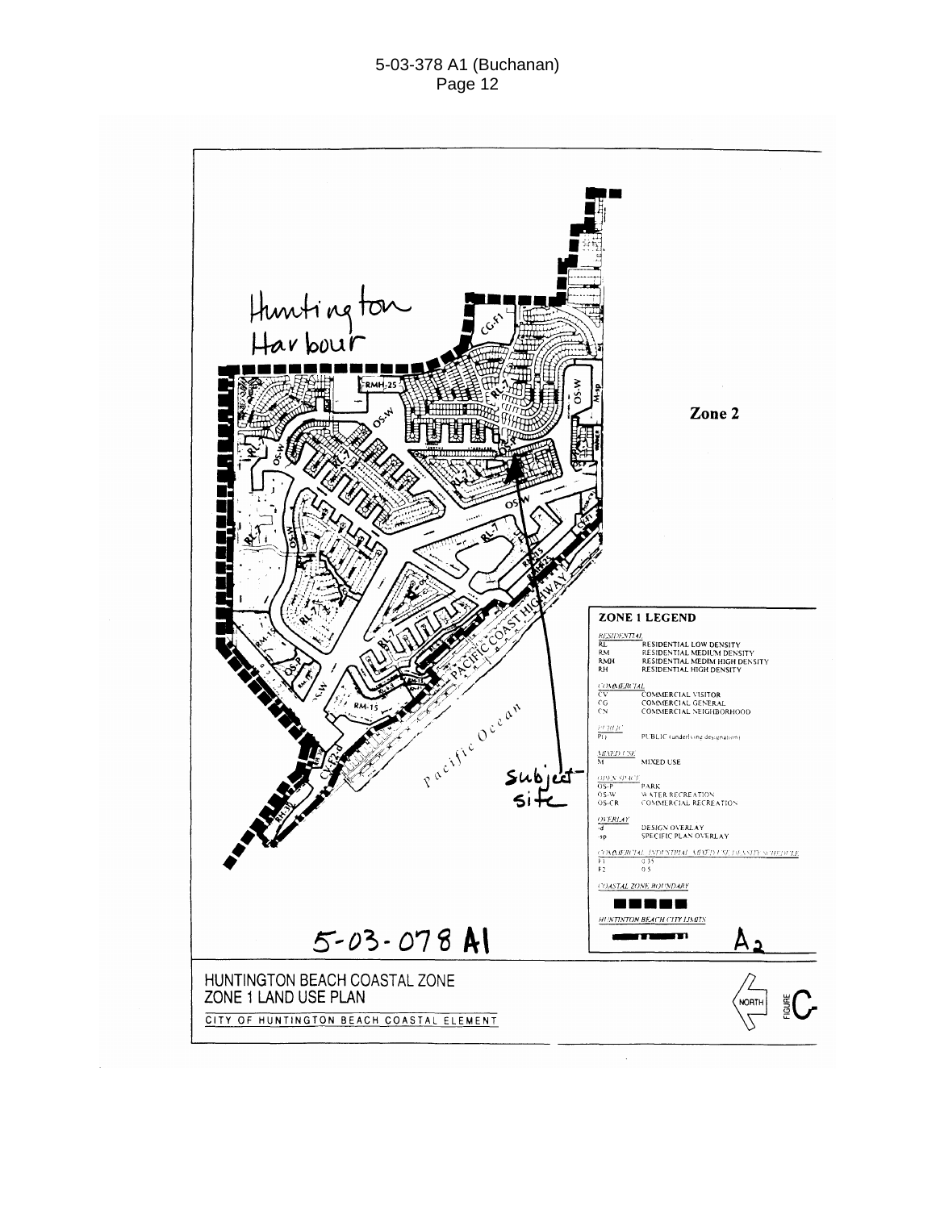Huntington Harbour

Zone 2

Pacific Ocean

subject site

**ZONE 1 LEGEND**

*RESIDENTIAL*

| | |
|---|---|
| RL | RESIDENTIAL LOW DENSITY |
| RM | RESIDENTIAL MEDIUM DENSITY |
| RMH | RESIDENTIAL MEDIM HIGH DENSITY |
| RH | RESIDENTIAL HIGH DENSITY |

*COMMERCIAL*

| | |
|---|---|
| CV | COMMERCIAL VISITOR |
| CG | COMMERCIAL GENERAL |
| CN | COMMERCIAL NEIGHBORHOOD |

*PUBLIC*

| | |
|---|---|
| P() | PUBLIC (underlying designation) |

*MIXED USE*

| | |
|---|---|
| M | MIXED USE |

*OPEN SPACE*

| | |
|---|---|
| OS-P | PARK |
| OS-W | WATER RECREATION |
| OS-CR | COMMERCIAL RECREATION |

*OVERLAY*

| | |
|---|---|
| -d | DESIGN OVERLAY |
| -sp | SPECIFIC PLAN OVERLAY |

*COMMERCIAL INDUSTRIAL MIXED USE DENSITY SCHEDULE*

| | |
|---|---|
| F1 | 0.35 |
| F2 | 0.5 |

*COASTAL ZONE BOUNDARY*

*HUNTINGTON BEACH CITY LIMITS*

5-03-078 A1

$A_2$

HUNTINGTON BEACH COASTAL ZONE
ZONE 1 LAND USE PLAN

CITY OF HUNTINGTON BEACH COASTAL ELEMENT

NORTH

FIGURE C-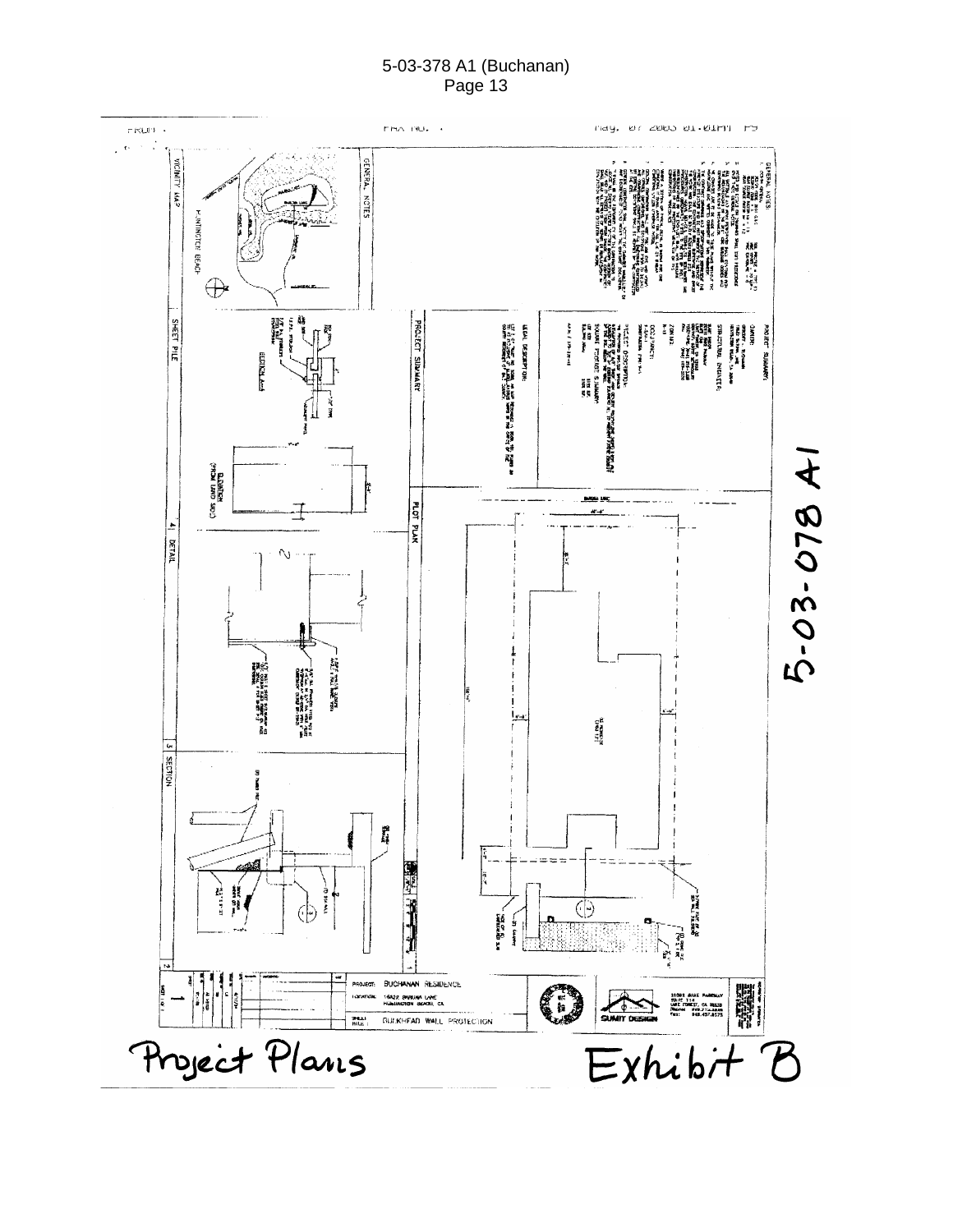FROM : FAX NO. : May. 07 2003 01:01PM P5

5-03-078 A1

GENERAL NOTES

VICINITY MAP

HUNTINGTON BEACH

PROJECT SUMMARY

OWNER:

STRUCTURAL ENGINEER:

ZONING:

OCCUPANCY:

PROJECT DESCRIPTION:

SQUARE FOOTAGE SUMMARY:

LEGAL DESCRIPTION:

SHEET PILE

ELEVATION (FROM LAND SIDE)

4 DETAIL

PLOT PLAN

BARUNA LANE

3 SECTION

2

1

PROJECT: BUCHANAN RESIDENCE

LOCATION: 16422 BARUNA LANE HUNTINGTON BEACH, CA

SHEET TITLE: BULKHEAD WALL PROTECTION

SUMIT DESIGN

Project Plans

Exhibit B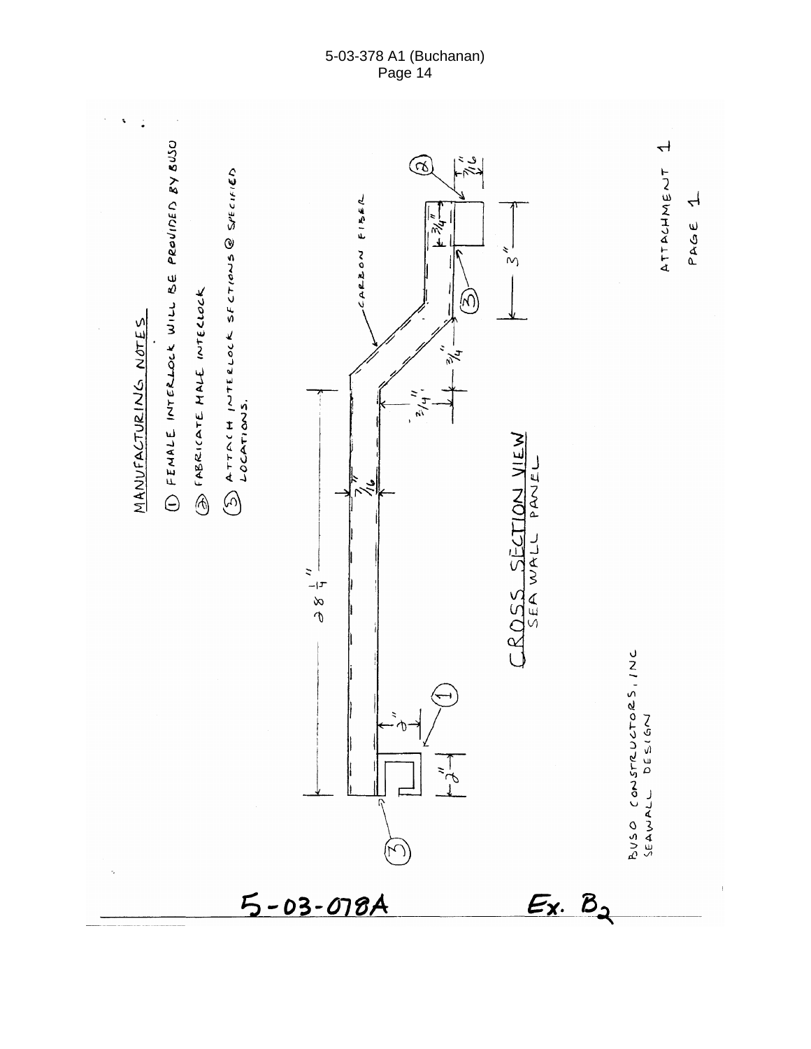MANUFACTURING NOTES

1. FEMALE INTERLOCK WILL BE PROVIDED BY BUSO
2. FABRICATE MALE INTERLOCK
3. ATTACH INTERLOCK SECTIONS @ SPECIFIED LOCATIONS.

CARBON FIBER

28 1/4"

7/16"

3/4"

3/4"

3/4"

7/16"

3"

2"

2"

CROSS SECTION VIEW
SEA WALL PANEL

BUSO CONSTRUCTORS, INC
SEAWALL DESIGN

ATTACHMENT 1
PAGE 1

5-03-078A

Ex. $B_2$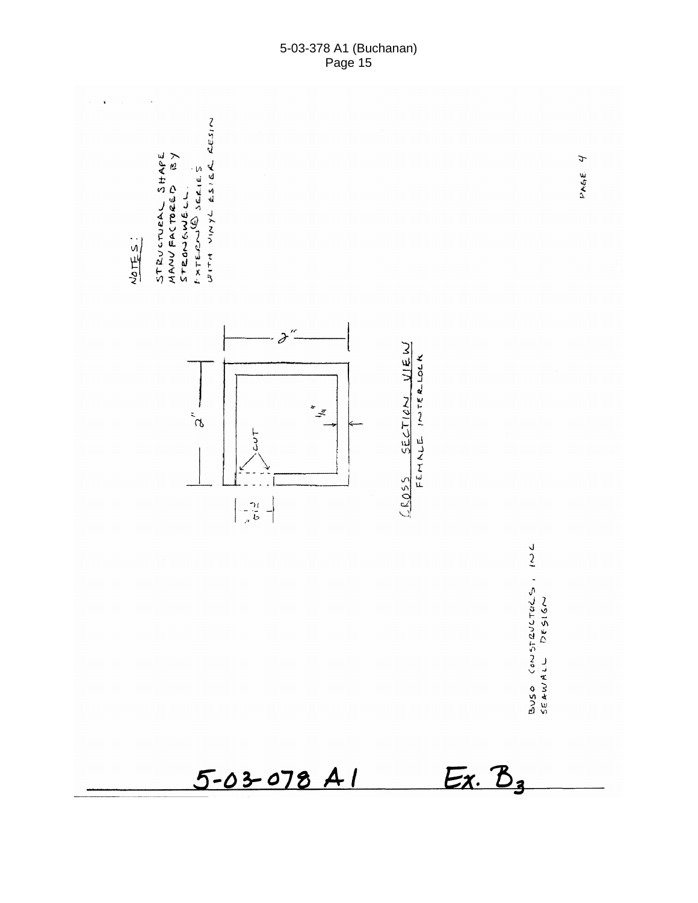NOTES:

STRUCTURAL SHAPE MANUFACTORED BY STRONGWELL. EXTERN® SERIES WITH VINYL ESTER RESIN

2"

2"

1/4"

CUT

3/16"

CROSS SECTION VIEW
FEMALE INTERLOCK

PAGE 4

BUSO CONSTRUCTORS, INC
SEAWALL DESIGN

5-03-078 A1     Ex. B3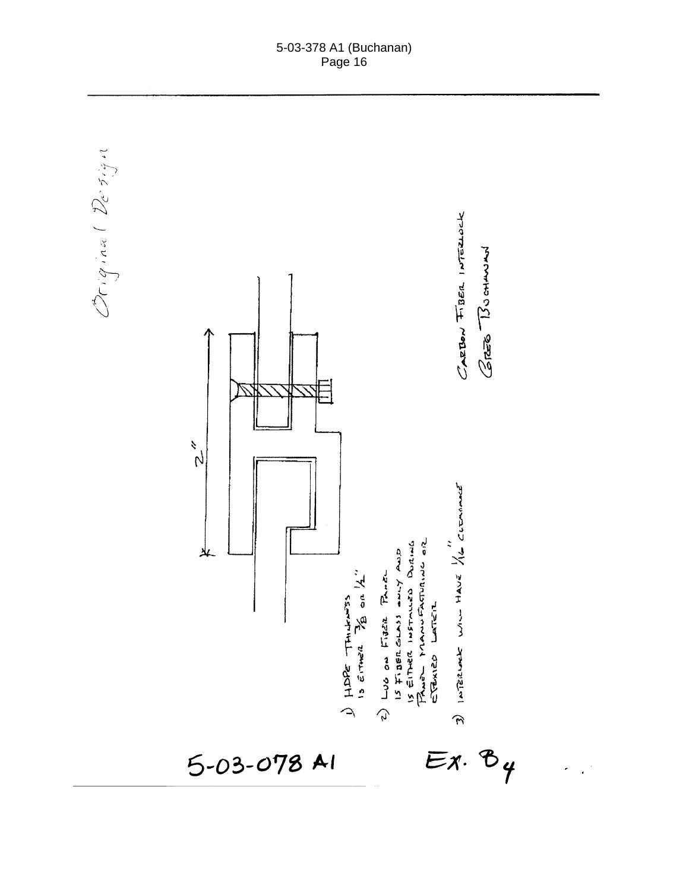Original Design

2"

1) HDPE THICKNESS IS EITHER 3/8 OR 1/2"

2) LUG ON FIBER PANEL IS FIBERGLASS ONLY AND IS EITHER INSTALLED DURING PANEL MANUFACTURING OR EPOXIED LATER

3) INTERLOCK WILL HAVE 1/16" CLEARANCE

CARBON FIBER INTERLOCK
GREG BUCHANAN

5-03-078 A1

Ex. B4